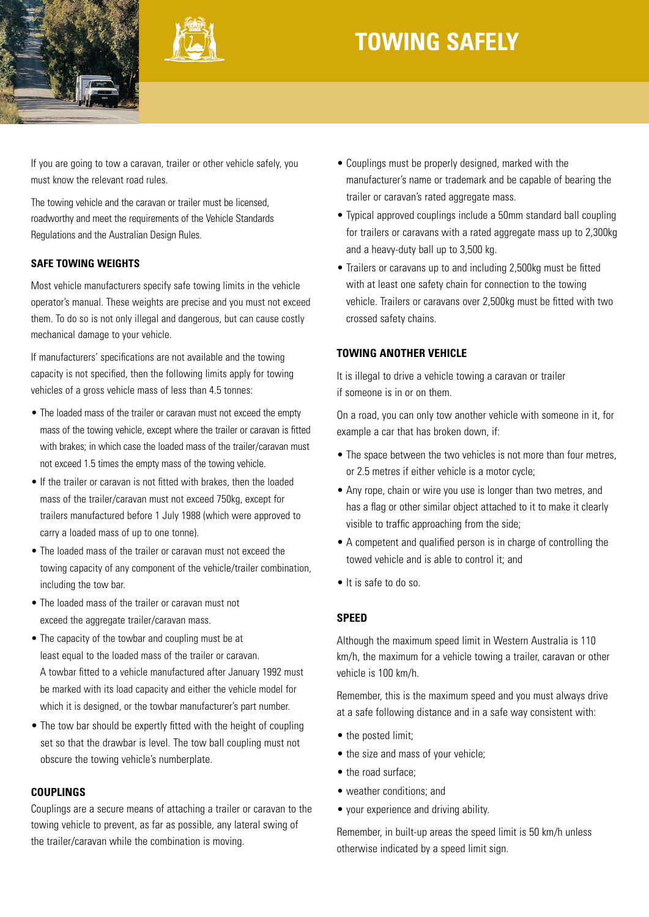# TOWING SAFELY

If you are going to tow a caravan, trailer or other vehicle safely, you must know the relevant road rules.

The towing vehicle and the caravan or trailer must be licensed, roadworthy and meet the requirements of the Vehicle Standards Regulations and the Australian Design Rules.

## SAFE TOWING WEIGHTS

Most vehicle manufacturers specify safe towing limits in the vehicle operator's manual. These weights are precise and you must not exceed them. To do so is not only illegal and dangerous, but can cause costly mechanical damage to your vehicle.

If manufacturers' specifications are not available and the towing capacity is not specified, then the following limits apply for towing vehicles of a gross vehicle mass of less than 4.5 tonnes:

- The loaded mass of the trailer or caravan must not exceed the empty mass of the towing vehicle, except where the trailer or caravan is fitted with brakes; in which case the loaded mass of the trailer/caravan must not exceed 1.5 times the empty mass of the towing vehicle.
- If the trailer or caravan is not fitted with brakes, then the loaded mass of the trailer/caravan must not exceed 750kg, except for trailers manufactured before 1 July 1988 (which were approved to carry a loaded mass of up to one tonne).
- The loaded mass of the trailer or caravan must not exceed the towing capacity of any component of the vehicle/trailer combination, including the tow bar.
- The loaded mass of the trailer or caravan must not exceed the aggregate trailer/caravan mass.
- The capacity of the towbar and coupling must be at least equal to the loaded mass of the trailer or caravan. A towbar fitted to a vehicle manufactured after January 1992 must be marked with its load capacity and either the vehicle model for which it is designed, or the towbar manufacturer's part number.
- The tow bar should be expertly fitted with the height of coupling set so that the drawbar is level. The tow ball coupling must not obscure the towing vehicle's numberplate.

## COUPLINGS

Couplings are a secure means of attaching a trailer or caravan to the towing vehicle to prevent, as far as possible, any lateral swing of the trailer/caravan while the combination is moving.

- Couplings must be properly designed, marked with the manufacturer's name or trademark and be capable of bearing the trailer or caravan's rated aggregate mass.
- Typical approved couplings include a 50mm standard ball coupling for trailers or caravans with a rated aggregate mass up to 2,300kg and a heavy-duty ball up to 3,500 kg.
- Trailers or caravans up to and including 2,500kg must be fitted with at least one safety chain for connection to the towing vehicle. Trailers or caravans over 2,500kg must be fitted with two crossed safety chains.

## TOWING ANOTHER VEHICLE

It is illegal to drive a vehicle towing a caravan or trailer if someone is in or on them.

On a road, you can only tow another vehicle with someone in it, for example a car that has broken down, if:

- The space between the two vehicles is not more than four metres, or 2.5 metres if either vehicle is a motor cycle;
- Any rope, chain or wire you use is longer than two metres, and has a flag or other similar object attached to it to make it clearly visible to traffic approaching from the side;
- A competent and qualified person is in charge of controlling the towed vehicle and is able to control it; and
- It is safe to do so.

## SPEED

Although the maximum speed limit in Western Australia is 110 km/h, the maximum for a vehicle towing a trailer, caravan or other vehicle is 100 km/h.

Remember, this is the maximum speed and you must always drive at a safe following distance and in a safe way consistent with:

- the posted limit;
- the size and mass of your vehicle;
- the road surface;
- weather conditions; and
- your experience and driving ability.

Remember, in built-up areas the speed limit is 50 km/h unless otherwise indicated by a speed limit sign.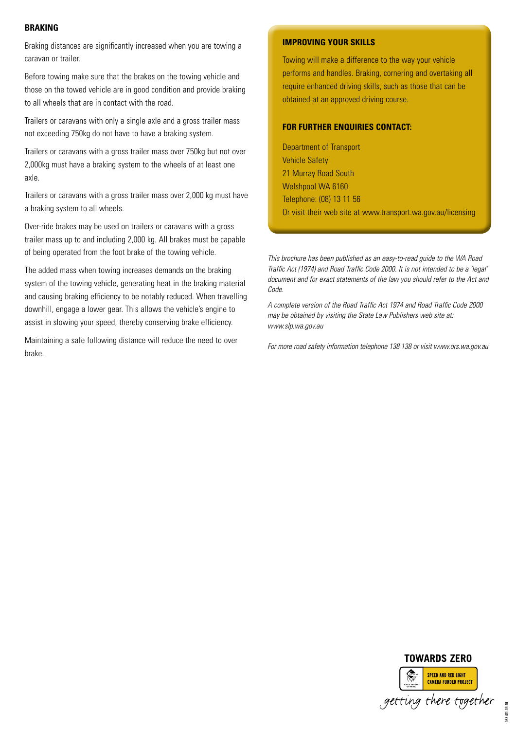## BRAKING

Braking distances are significantly increased when you are towing a caravan or trailer.

Before towing make sure that the brakes on the towing vehicle and those on the towed vehicle are in good condition and provide braking to all wheels that are in contact with the road.

Trailers or caravans with only a single axle and a gross trailer mass not exceeding 750kg do not have to have a braking system.

Trailers or caravans with a gross trailer mass over 750kg but not over 2,000kg must have a braking system to the wheels of at least one axle.

Trailers or caravans with a gross trailer mass over 2,000 kg must have a braking system to all wheels.

Over-ride brakes may be used on trailers or caravans with a gross trailer mass up to and including 2,000 kg. All brakes must be capable of being operated from the foot brake of the towing vehicle.

The added mass when towing increases demands on the braking system of the towing vehicle, generating heat in the braking material and causing braking efficiency to be notably reduced. When travelling downhill, engage a lower gear. This allows the vehicle's engine to assist in slowing your speed, thereby conserving brake efficiency.

Maintaining a safe following distance will reduce the need to over brake.

## IMPROVING YOUR SKILLS

Towing will make a difference to the way your vehicle performs and handles. Braking, cornering and overtaking all require enhanced driving skills, such as those that can be obtained at an approved driving course.

## FOR FURTHER ENQUIRIES CONTACT:

Department of Transport
Vehicle Safety
21 Murray Road South
Welshpool WA 6160
Telephone: (08) 13 11 56
Or visit their web site at www.transport.wa.gov.au/licensing

*This brochure has been published as an easy-to-read guide to the WA Road Traffic Act (1974) and Road Traffic Code 2000. It is not intended to be a 'legal' document and for exact statements of the law you should refer to the Act and Code.*

*A complete version of the Road Traffic Act 1974 and Road Traffic Code 2000 may be obtained by visiting the State Law Publishers web site at: www.slp.wa.gov.au*

*For more road safety information telephone 138 138 or visit www.ors.wa.gov.au*

TOWARDS ZERO

SPEED AND RED LIGHT CAMERA FUNDED PROJECT

getting there together

ORS 421-03-10